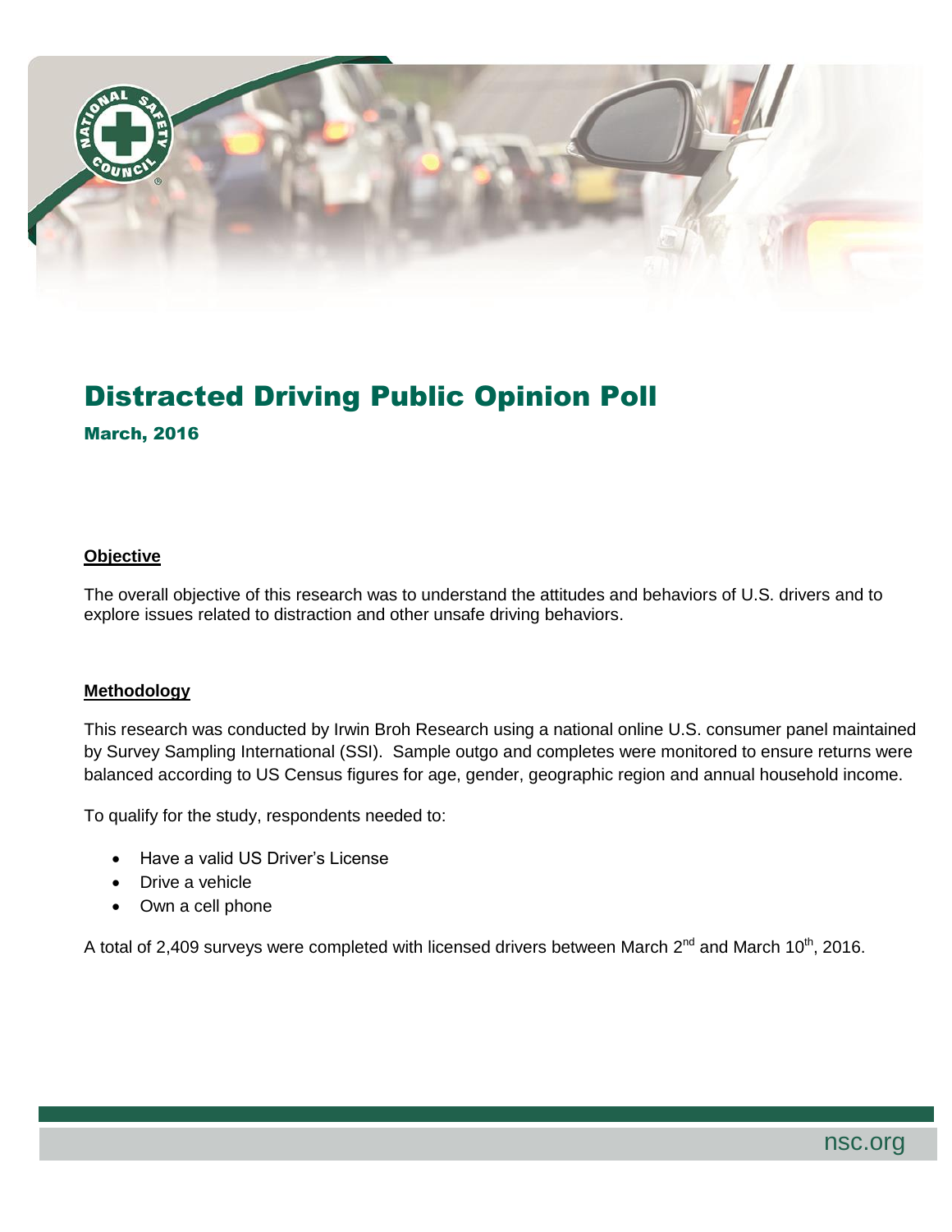# Distracted Driving Public Opinion Poll

## March, 2016

### Objective

The overall objective of this research was to understand the attitudes and behaviors of U.S. drivers and to explore issues related to distraction and other unsafe driving behaviors.

### Methodology

This research was conducted by Irwin Broh Research using a national online U.S. consumer panel maintained by Survey Sampling International (SSI). Sample outgo and completes were monitored to ensure returns were balanced according to US Census figures for age, gender, geographic region and annual household income.

To qualify for the study, respondents needed to:

- Have a valid US Driver's License
- Drive a vehicle
- Own a cell phone

A total of 2,409 surveys were completed with licensed drivers between March 2nd and March 10th, 2016.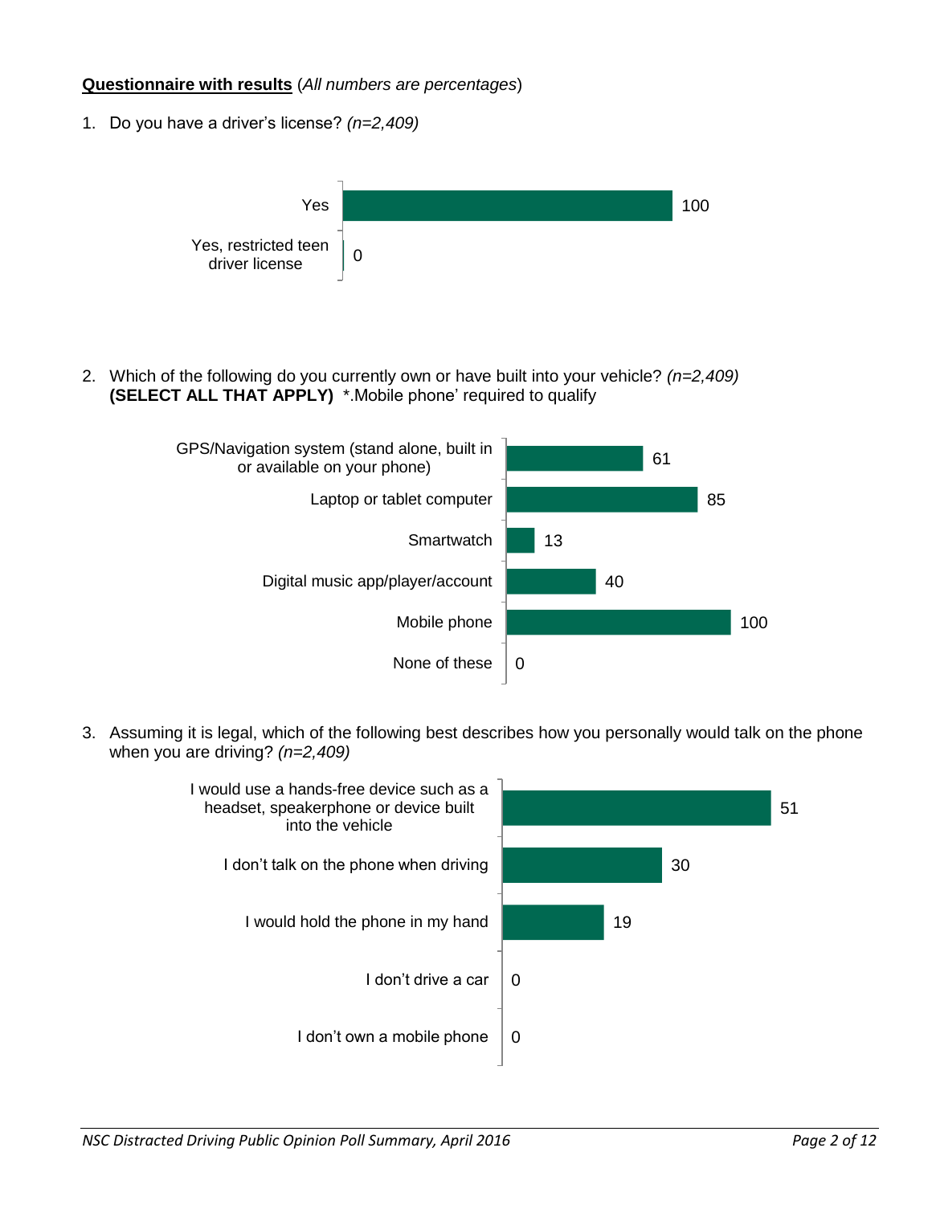**Questionnaire with results** (*All numbers are percentages*)

1. Do you have a driver's license? *(n=2,409)*

| Response | % |
|---|---|
| Yes | 100 |
| Yes, restricted teen driver license | 0 |

2. Which of the following do you currently own or have built into your vehicle? *(n=2,409)* **(SELECT ALL THAT APPLY)** *.Mobile phone' required to qualify

| Response | % |
|---|---|
| GPS/Navigation system (stand alone, built in or available on your phone) | 61 |
| Laptop or tablet computer | 85 |
| Smartwatch | 13 |
| Digital music app/player/account | 40 |
| Mobile phone | 100 |
| None of these | 0 |

3. Assuming it is legal, which of the following best describes how you personally would talk on the phone when you are driving? *(n=2,409)*

| Response | % |
|---|---|
| I would use a hands-free device such as a headset, speakerphone or device built into the vehicle | 51 |
| I don't talk on the phone when driving | 30 |
| I would hold the phone in my hand | 19 |
| I don't drive a car | 0 |
| I don't own a mobile phone | 0 |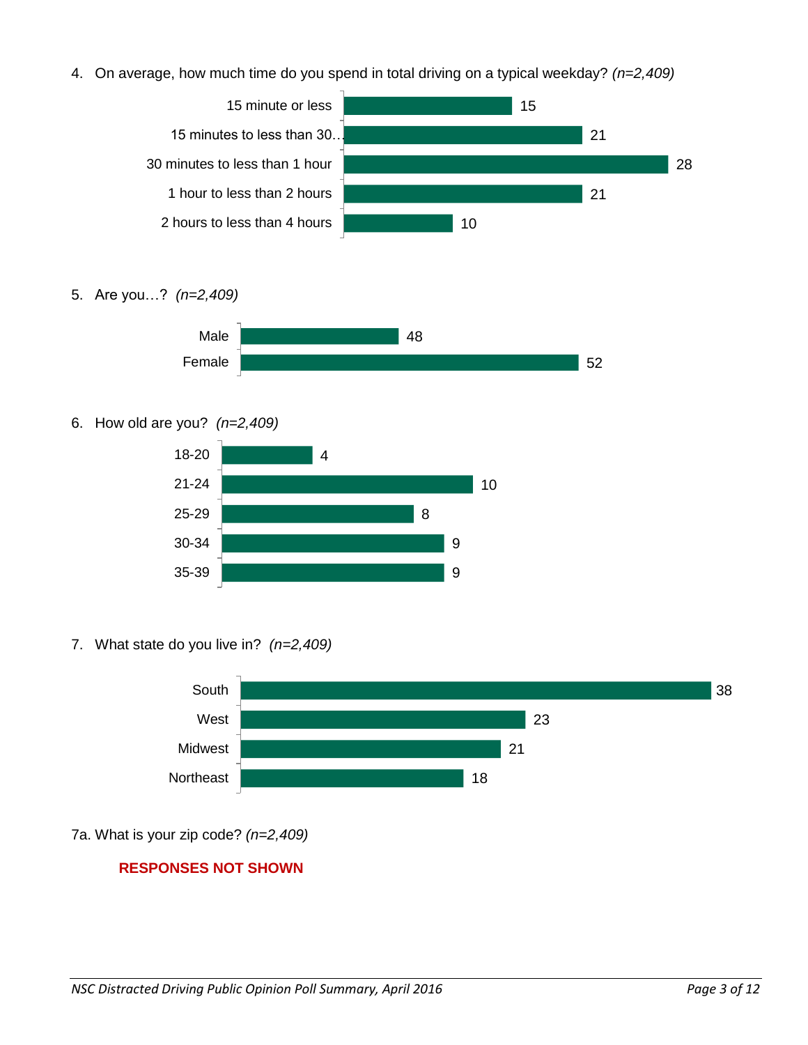4. On average, how much time do you spend in total driving on a typical weekday? *(n=2,409)*

| Response | % |
| --- | --- |
| 15 minute or less | 15 |
| 15 minutes to less than 30… | 21 |
| 30 minutes to less than 1 hour | 28 |
| 1 hour to less than 2 hours | 21 |
| 2 hours to less than 4 hours | 10 |

5. Are you…? *(n=2,409)*

| Response | % |
| --- | --- |
| Male | 48 |
| Female | 52 |

6. How old are you? *(n=2,409)*

| Response | % |
| --- | --- |
| 18-20 | 4 |
| 21-24 | 10 |
| 25-29 | 8 |
| 30-34 | 9 |
| 35-39 | 9 |

7. What state do you live in? *(n=2,409)*

| Response | % |
| --- | --- |
| South | 38 |
| West | 23 |
| Midwest | 21 |
| Northeast | 18 |

7a. What is your zip code? *(n=2,409)*

**RESPONSES NOT SHOWN**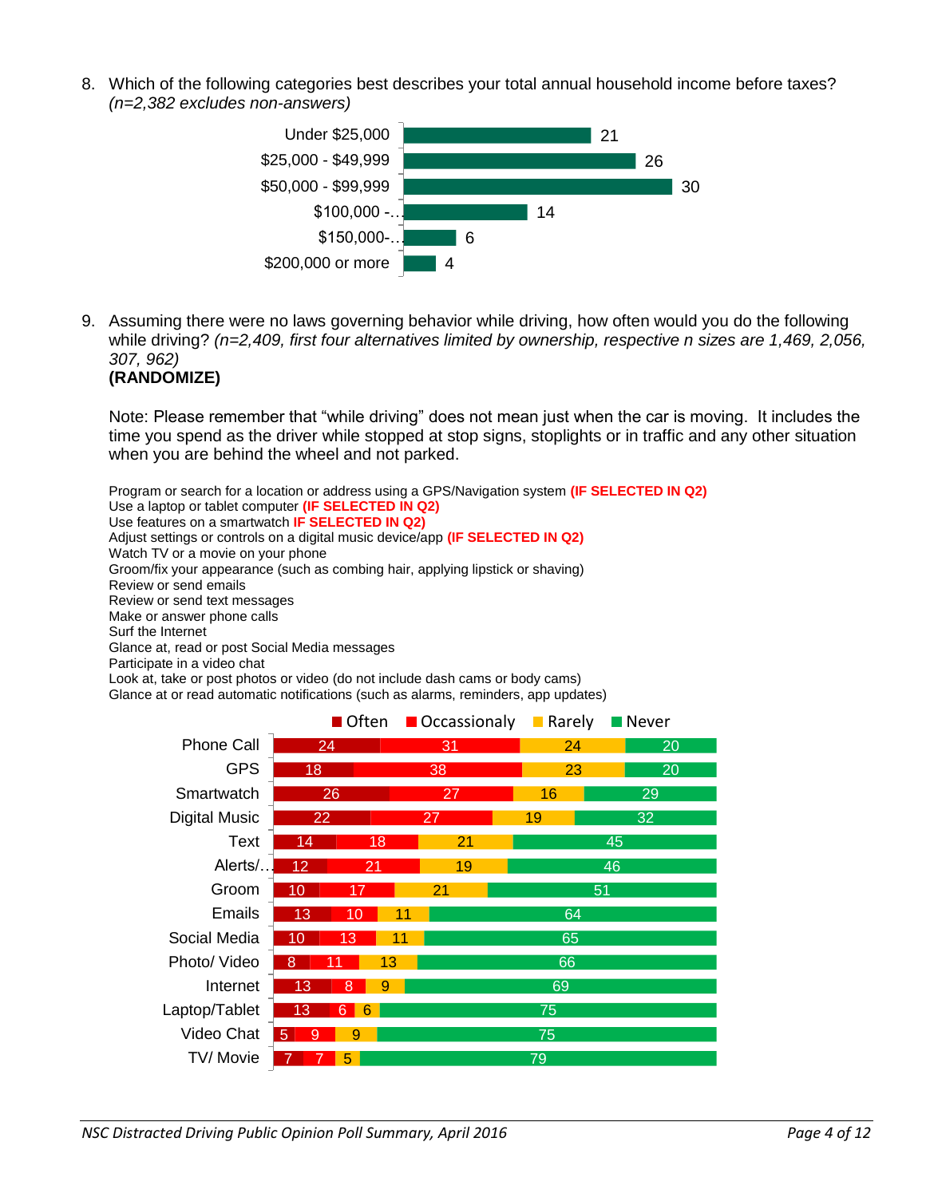8. Which of the following categories best describes your total annual household income before taxes? *(n=2,382 excludes non-answers)*

| Income | % |
|---|---|
| Under $25,000 | 21 |
| $25,000 - $49,999 | 26 |
| $50,000 - $99,999 | 30 |
| $100,000 -… | 14 |
| $150,000-… | 6 |
| $200,000 or more | 4 |

9. Assuming there were no laws governing behavior while driving, how often would you do the following while driving? *(n=2,409, first four alternatives limited by ownership, respective n sizes are 1,469, 2,056, 307, 962)*
   **(RANDOMIZE)**

   Note: Please remember that "while driving" does not mean just when the car is moving. It includes the time you spend as the driver while stopped at stop signs, stoplights or in traffic and any other situation when you are behind the wheel and not parked.

   Program or search for a location or address using a GPS/Navigation system **(IF SELECTED IN Q2)**
   Use a laptop or tablet computer **(IF SELECTED IN Q2)**
   Use features on a smartwatch **IF SELECTED IN Q2)**
   Adjust settings or controls on a digital music device/app **(IF SELECTED IN Q2)**
   Watch TV or a movie on your phone
   Groom/fix your appearance (such as combing hair, applying lipstick or shaving)
   Review or send emails
   Review or send text messages
   Make or answer phone calls
   Surf the Internet
   Glance at, read or post Social Media messages
   Participate in a video chat
   Look at, take or post photos or video (do not include dash cams or body cams)
   Glance at or read automatic notifications (such as alarms, reminders, app updates)

| | Often | Occassionaly | Rarely | Never |
|---|---|---|---|---|
| Phone Call | 24 | 31 | 24 | 20 |
| GPS | 18 | 38 | 23 | 20 |
| Smartwatch | 26 | 27 | 16 | 29 |
| Digital Music | 22 | 27 | 19 | 32 |
| Text | 14 | 18 | 21 | 45 |
| Alerts/… | 12 | 21 | 19 | 46 |
| Groom | 10 | 17 | 21 | 51 |
| Emails | 13 | 10 | 11 | 64 |
| Social Media | 10 | 13 | 11 | 65 |
| Photo/ Video | 8 | 11 | 13 | 66 |
| Internet | 13 | 8 | 9 | 69 |
| Laptop/Tablet | 13 | 6 | 6 | 75 |
| Video Chat | 5 | 9 | 9 | 75 |
| TV/ Movie | 7 | 7 | 5 | 79 |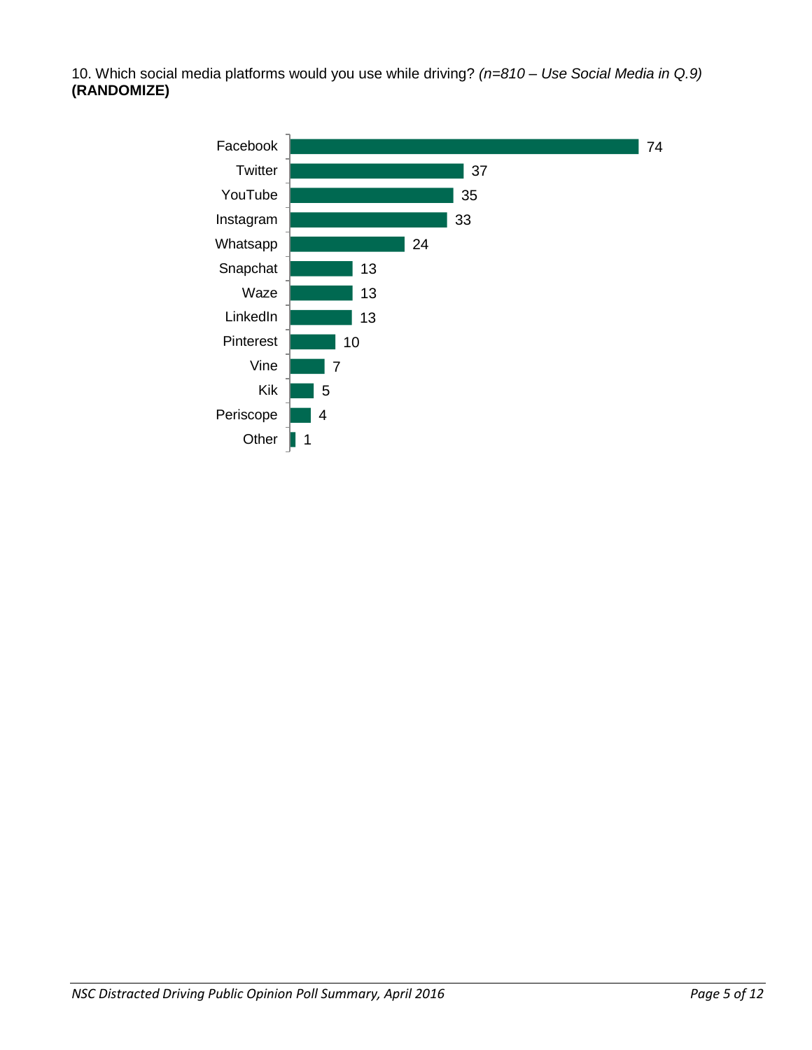10. Which social media platforms would you use while driving? *(n=810 – Use Social Media in Q.9)* **(RANDOMIZE)**

| Platform | % |
|---|---|
| Facebook | 74 |
| Twitter | 37 |
| YouTube | 35 |
| Instagram | 33 |
| Whatsapp | 24 |
| Snapchat | 13 |
| Waze | 13 |
| LinkedIn | 13 |
| Pinterest | 10 |
| Vine | 7 |
| Kik | 5 |
| Periscope | 4 |
| Other | 1 |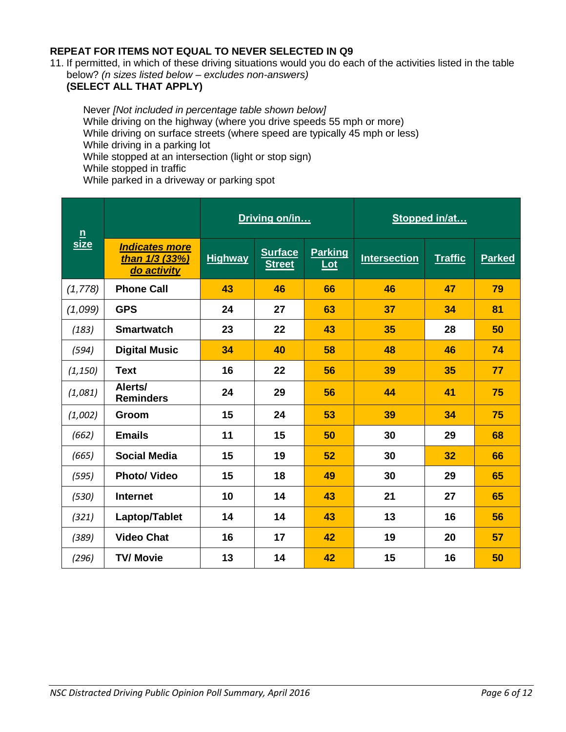**REPEAT FOR ITEMS NOT EQUAL TO NEVER SELECTED IN Q9**

11. If permitted, in which of these driving situations would you do each of the activities listed in the table below? *(n sizes listed below – excludes non-answers)*
    **(SELECT ALL THAT APPLY)**

    Never *[Not included in percentage table shown below]*
    While driving on the highway (where you drive speeds 55 mph or more)
    While driving on surface streets (where speed are typically 45 mph or less)
    While driving in a parking lot
    While stopped at an intersection (light or stop sign)
    While stopped in traffic
    While parked in a driveway or parking spot

| n size | | Driving on/in… | | | Stopped in/at… | | |
|---|---|---|---|---|---|---|---|
| | *Indicates more than 1/3 (33%) do activity* | Highway | Surface Street | Parking Lot | Intersection | Traffic | Parked |
| *(1,778)* | **Phone Call** | 43 | 46 | 66 | 46 | 47 | 79 |
| *(1,099)* | **GPS** | 24 | 27 | 63 | 37 | 34 | 81 |
| *(183)* | **Smartwatch** | 23 | 22 | 43 | 35 | 28 | 50 |
| *(594)* | **Digital Music** | 34 | 40 | 58 | 48 | 46 | 74 |
| *(1,150)* | **Text** | 16 | 22 | 56 | 39 | 35 | 77 |
| *(1,081)* | **Alerts/ Reminders** | 24 | 29 | 56 | 44 | 41 | 75 |
| *(1,002)* | **Groom** | 15 | 24 | 53 | 39 | 34 | 75 |
| *(662)* | **Emails** | 11 | 15 | 50 | 30 | 29 | 68 |
| *(665)* | **Social Media** | 15 | 19 | 52 | 30 | 32 | 66 |
| *(595)* | **Photo/ Video** | 15 | 18 | 49 | 30 | 29 | 65 |
| *(530)* | **Internet** | 10 | 14 | 43 | 21 | 27 | 65 |
| *(321)* | **Laptop/Tablet** | 14 | 14 | 43 | 13 | 16 | 56 |
| *(389)* | **Video Chat** | 16 | 17 | 42 | 19 | 20 | 57 |
| *(296)* | **TV/ Movie** | 13 | 14 | 42 | 15 | 16 | 50 |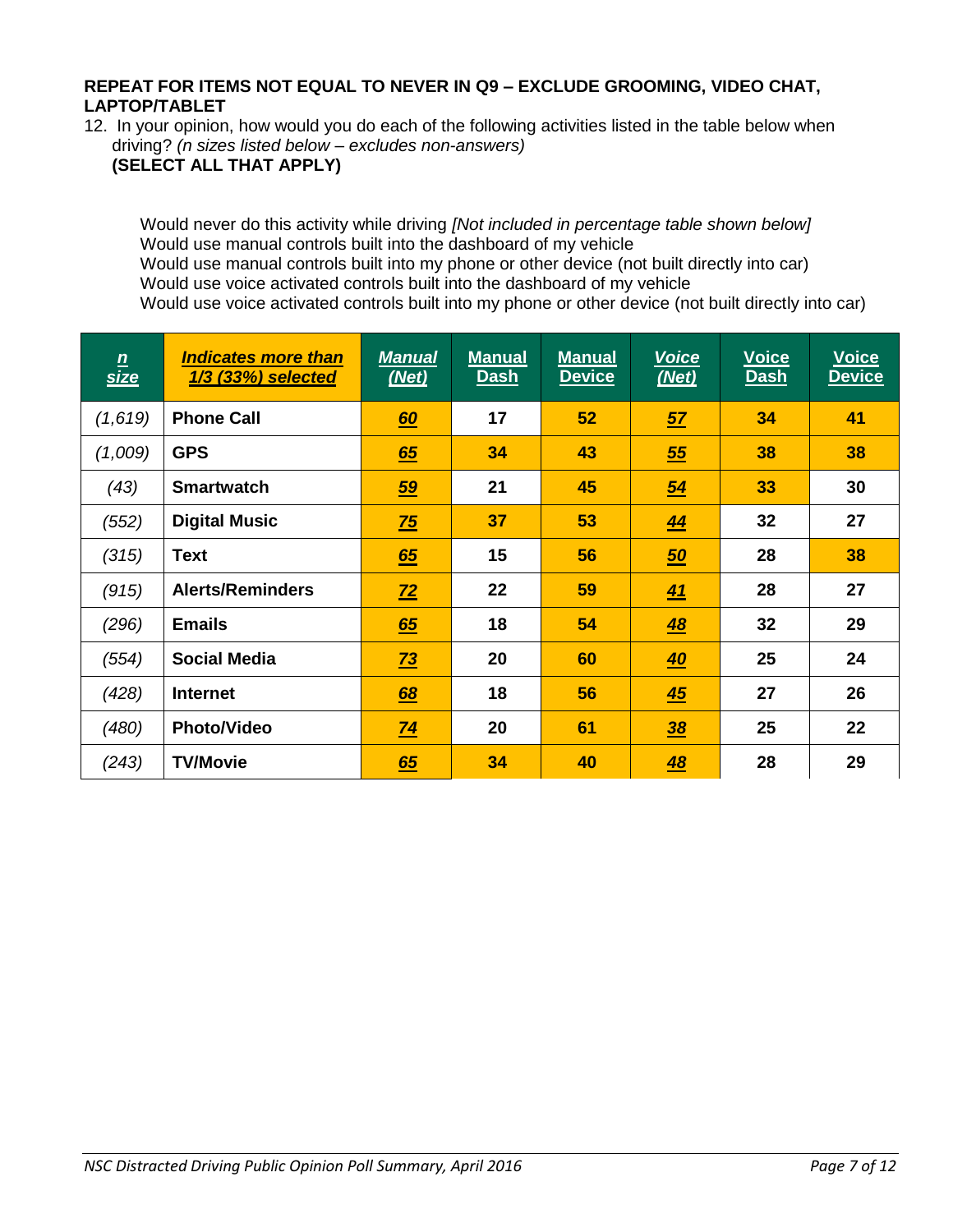**REPEAT FOR ITEMS NOT EQUAL TO NEVER IN Q9 – EXCLUDE GROOMING, VIDEO CHAT, LAPTOP/TABLET**

12. In your opinion, how would you do each of the following activities listed in the table below when driving? *(n sizes listed below – excludes non-answers)*
    **(SELECT ALL THAT APPLY)**

Would never do this activity while driving *[Not included in percentage table shown below]*
Would use manual controls built into the dashboard of my vehicle
Would use manual controls built into my phone or other device (not built directly into car)
Would use voice activated controls built into the dashboard of my vehicle
Would use voice activated controls built into my phone or other device (not built directly into car)

| *n size* | *Indicates more than 1/3 (33%) selected* | *Manual (Net)* | Manual Dash | Manual Device | *Voice (Net)* | Voice Dash | Voice Device |
|---|---|---|---|---|---|---|---|
| *(1,619)* | **Phone Call** | ***60*** | **17** | **52** | ***57*** | **34** | **41** |
| *(1,009)* | **GPS** | ***65*** | **34** | **43** | ***55*** | **38** | **38** |
| *(43)* | **Smartwatch** | ***59*** | **21** | **45** | ***54*** | **33** | **30** |
| *(552)* | **Digital Music** | ***75*** | **37** | **53** | ***44*** | **32** | **27** |
| *(315)* | **Text** | ***65*** | **15** | **56** | ***50*** | **28** | **38** |
| *(915)* | **Alerts/Reminders** | ***72*** | **22** | **59** | ***41*** | **28** | **27** |
| *(296)* | **Emails** | ***65*** | **18** | **54** | ***48*** | **32** | **29** |
| *(554)* | **Social Media** | ***73*** | **20** | **60** | ***40*** | **25** | **24** |
| *(428)* | **Internet** | ***68*** | **18** | **56** | ***45*** | **27** | **26** |
| *(480)* | **Photo/Video** | ***74*** | **20** | **61** | ***38*** | **25** | **22** |
| *(243)* | **TV/Movie** | ***65*** | **34** | **40** | ***48*** | **28** | **29** |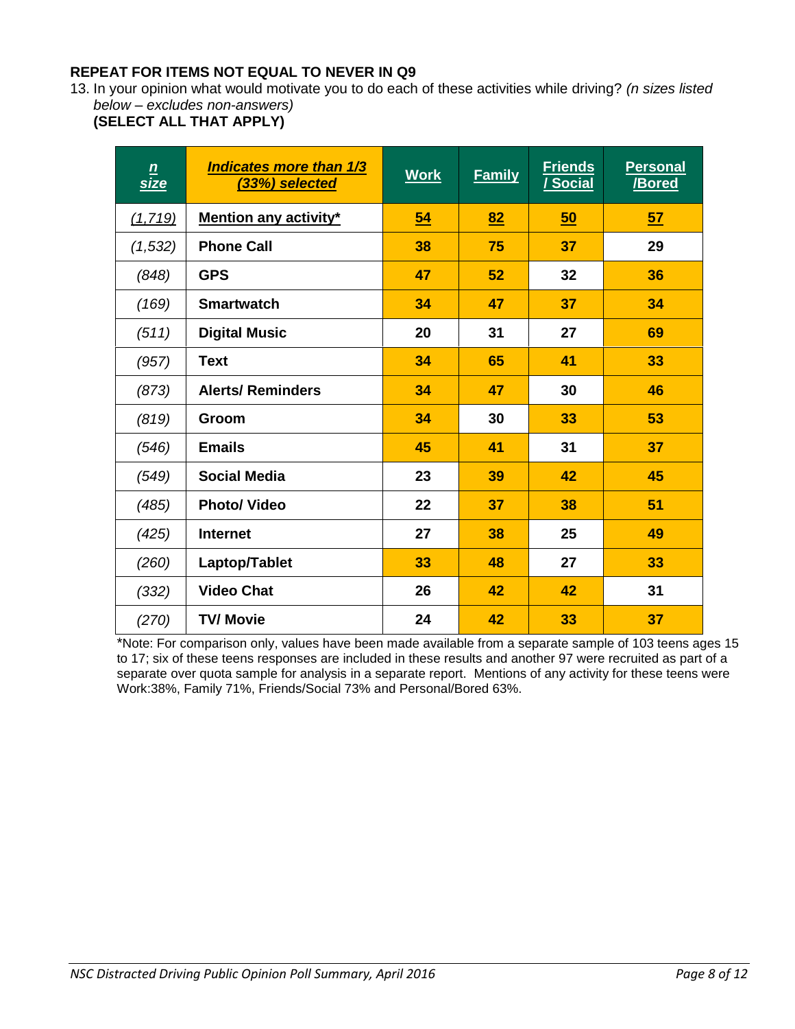**REPEAT FOR ITEMS NOT EQUAL TO NEVER IN Q9**

13. In your opinion what would motivate you to do each of these activities while driving? *(n sizes listed below – excludes non-answers)*
**(SELECT ALL THAT APPLY)**

| *n size* | ***Indicates more than 1/3 (33%) selected*** | **Work** | **Family** | **Friends / Social** | **Personal /Bored** |
|---|---|---|---|---|---|
| *(1,719)* | **Mention any activity*** | **54** | **82** | **50** | **57** |
| *(1,532)* | **Phone Call** | **38** | **75** | **37** | **29** |
| *(848)* | **GPS** | **47** | **52** | **32** | **36** |
| *(169)* | **Smartwatch** | **34** | **47** | **37** | **34** |
| *(511)* | **Digital Music** | **20** | **31** | **27** | **69** |
| *(957)* | **Text** | **34** | **65** | **41** | **33** |
| *(873)* | **Alerts/ Reminders** | **34** | **47** | **30** | **46** |
| *(819)* | **Groom** | **34** | **30** | **33** | **53** |
| *(546)* | **Emails** | **45** | **41** | **31** | **37** |
| *(549)* | **Social Media** | **23** | **39** | **42** | **45** |
| *(485)* | **Photo/ Video** | **22** | **37** | **38** | **51** |
| *(425)* | **Internet** | **27** | **38** | **25** | **49** |
| *(260)* | **Laptop/Tablet** | **33** | **48** | **27** | **33** |
| *(332)* | **Video Chat** | **26** | **42** | **42** | **31** |
| *(270)* | **TV/ Movie** | **24** | **42** | **33** | **37** |

*Note: For comparison only, values have been made available from a separate sample of 103 teens ages 15 to 17; six of these teens responses are included in these results and another 97 were recruited as part of a separate over quota sample for analysis in a separate report. Mentions of any activity for these teens were Work:38%, Family 71%, Friends/Social 73% and Personal/Bored 63%.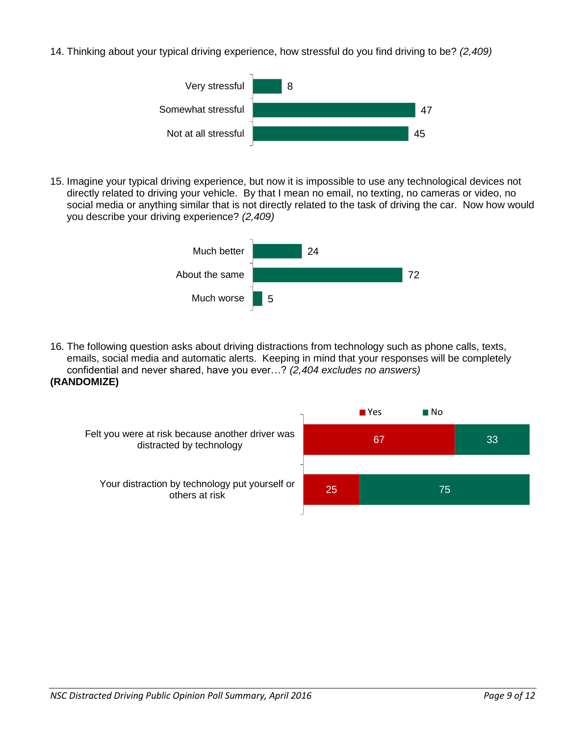14. Thinking about your typical driving experience, how stressful do you find driving to be? *(2,409)*

| Response | % |
| --- | --- |
| Very stressful | 8 |
| Somewhat stressful | 47 |
| Not at all stressful | 45 |

15. Imagine your typical driving experience, but now it is impossible to use any technological devices not directly related to driving your vehicle. By that I mean no email, no texting, no cameras or video, no social media or anything similar that is not directly related to the task of driving the car. Now how would you describe your driving experience? *(2,409)*

| Response | % |
| --- | --- |
| Much better | 24 |
| About the same | 72 |
| Much worse | 5 |

16. The following question asks about driving distractions from technology such as phone calls, texts, emails, social media and automatic alerts. Keeping in mind that your responses will be completely confidential and never shared, have you ever…? *(2,404 excludes no answers)*

**(RANDOMIZE)**

| | Yes | No |
| --- | --- | --- |
| Felt you were at risk because another driver was distracted by technology | 67 | 33 |
| Your distraction by technology put yourself or others at risk | 25 | 75 |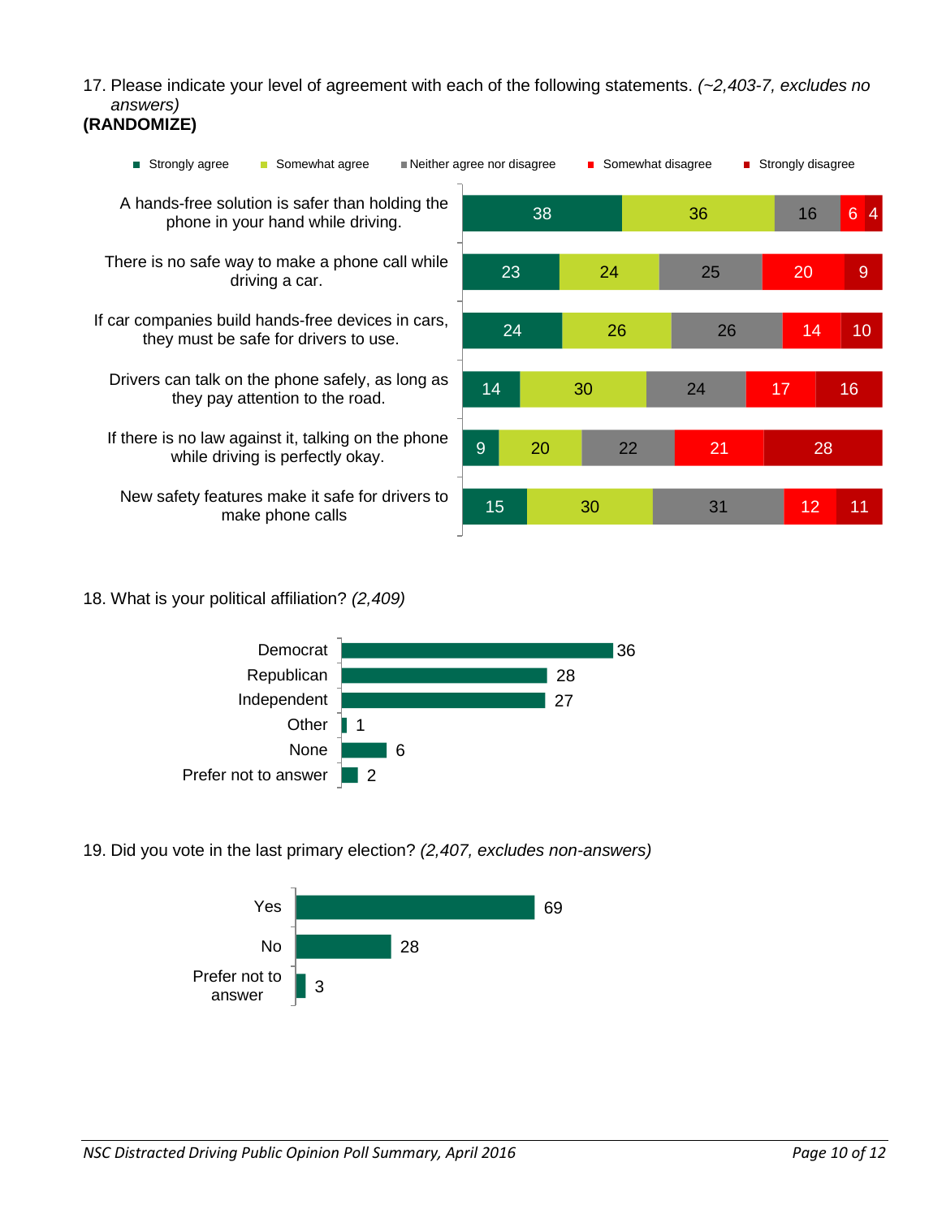17. Please indicate your level of agreement with each of the following statements. *(~2,403-7, excludes no answers)*
**(RANDOMIZE)**

| Statement | Strongly agree | Somewhat agree | Neither agree nor disagree | Somewhat disagree | Strongly disagree |
|---|---|---|---|---|---|
| A hands-free solution is safer than holding the phone in your hand while driving. | 38 | 36 | 16 | 6 | 4 |
| There is no safe way to make a phone call while driving a car. | 23 | 24 | 25 | 20 | 9 |
| If car companies build hands-free devices in cars, they must be safe for drivers to use. | 24 | 26 | 26 | 14 | 10 |
| Drivers can talk on the phone safely, as long as they pay attention to the road. | 14 | 30 | 24 | 17 | 16 |
| If there is no law against it, talking on the phone while driving is perfectly okay. | 9 | 20 | 22 | 21 | 28 |
| New safety features make it safe for drivers to make phone calls | 15 | 30 | 31 | 12 | 11 |

18. What is your political affiliation? *(2,409)*

| Affiliation | % |
|---|---|
| Democrat | 36 |
| Republican | 28 |
| Independent | 27 |
| Other | 1 |
| None | 6 |
| Prefer not to answer | 2 |

19. Did you vote in the last primary election? *(2,407, excludes non-answers)*

| Response | % |
|---|---|
| Yes | 69 |
| No | 28 |
| Prefer not to answer | 3 |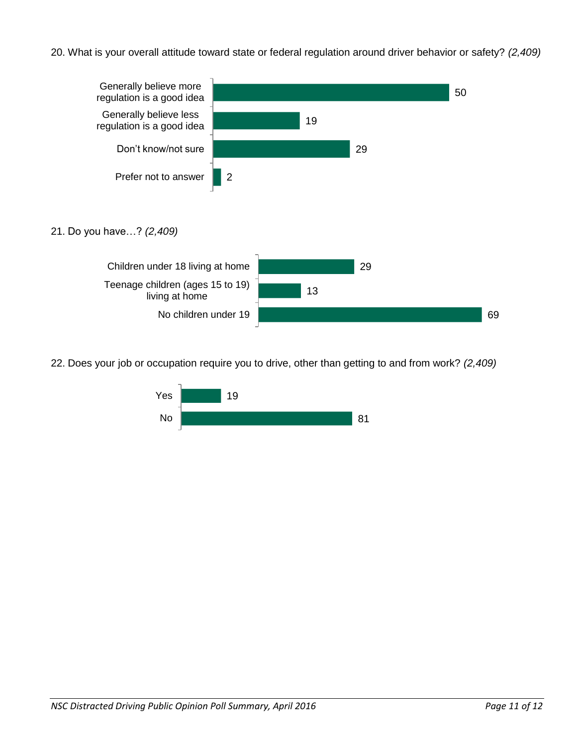20. What is your overall attitude toward state or federal regulation around driver behavior or safety? *(2,409)*

| Response | % |
|---|---|
| Generally believe more regulation is a good idea | 50 |
| Generally believe less regulation is a good idea | 19 |
| Don't know/not sure | 29 |
| Prefer not to answer | 2 |

21. Do you have…? *(2,409)*

| Response | % |
|---|---|
| Children under 18 living at home | 29 |
| Teenage children (ages 15 to 19) living at home | 13 |
| No children under 19 | 69 |

22. Does your job or occupation require you to drive, other than getting to and from work? *(2,409)*

| Response | % |
|---|---|
| Yes | 19 |
| No | 81 |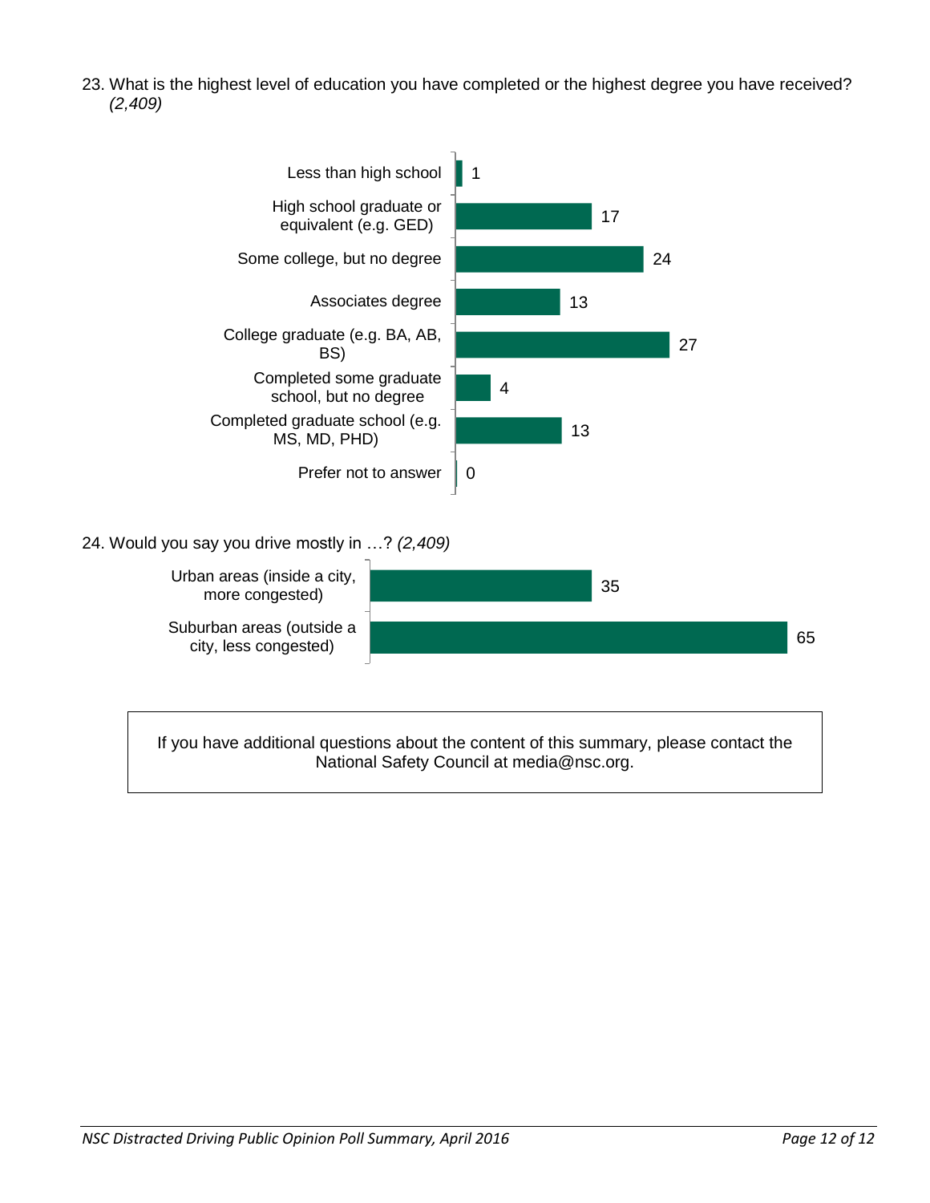23. What is the highest level of education you have completed or the highest degree you have received? *(2,409)*

Less than high school
1

High school graduate or equivalent (e.g. GED)
17

Some college, but no degree
24

Associates degree
13

College graduate (e.g. BA, AB, BS)
27

Completed some graduate school, but no degree
4

Completed graduate school (e.g. MS, MD, PHD)
13

Prefer not to answer
0

24. Would you say you drive mostly in …? *(2,409)*

Urban areas (inside a city, more congested)
35

Suburban areas (outside a city, less congested)
65

If you have additional questions about the content of this summary, please contact the National Safety Council at media@nsc.org.